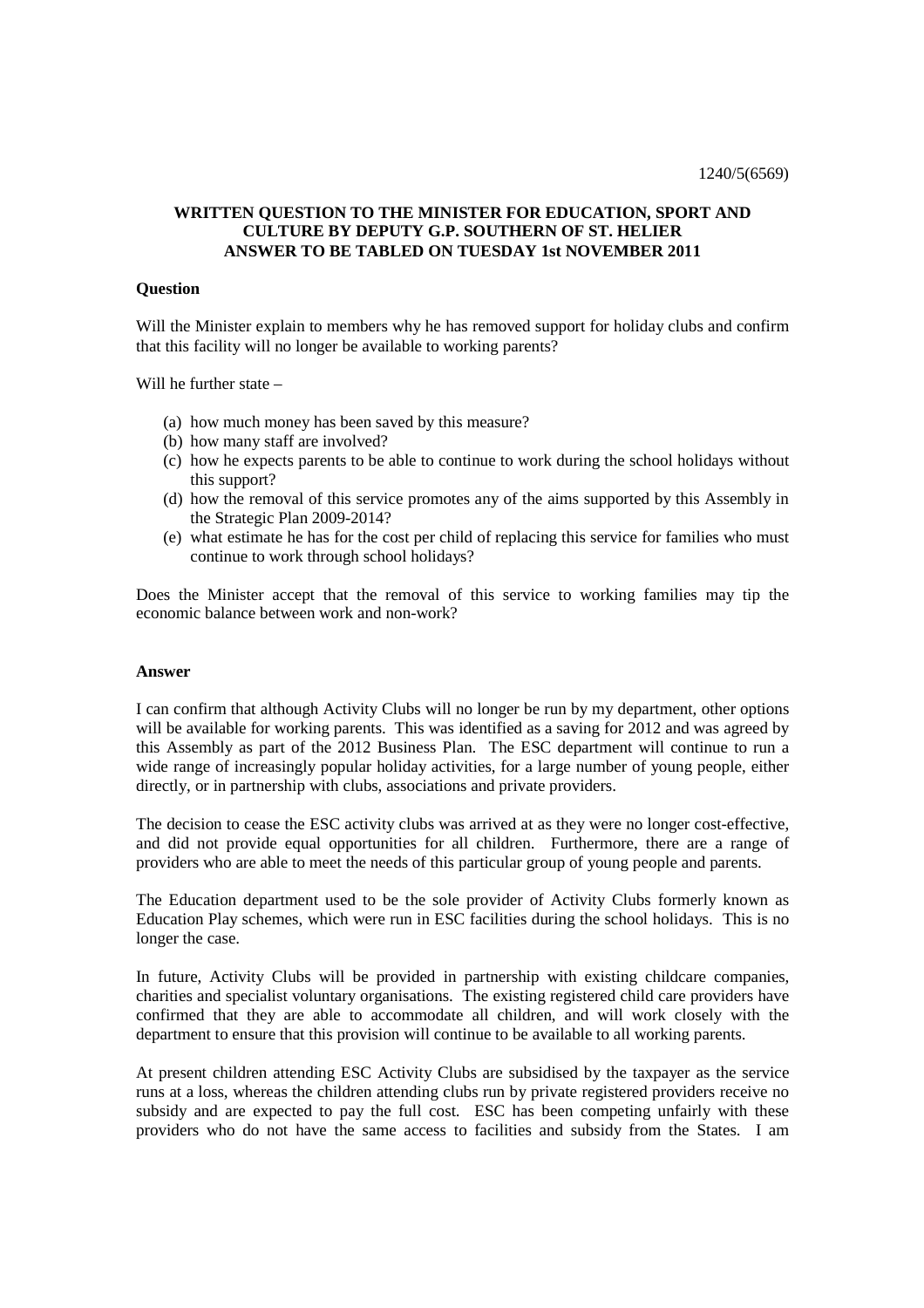1240/5(6569)

**WRITTEN QUESTION TO THE MINISTER FOR EDUCATION, SPORT AND CULTURE BY DEPUTY G.P. SOUTHERN OF ST. HELIER ANSWER TO BE TABLED ON TUESDAY 1st NOVEMBER 2011**

**Question**

Will the Minister explain to members why he has removed support for holiday clubs and confirm that this facility will no longer be available to working parents?

Will he further state –

(a) how much money has been saved by this measure?
(b) how many staff are involved?
(c) how he expects parents to be able to continue to work during the school holidays without this support?
(d) how the removal of this service promotes any of the aims supported by this Assembly in the Strategic Plan 2009-2014?
(e) what estimate he has for the cost per child of replacing this service for families who must continue to work through school holidays?

Does the Minister accept that the removal of this service to working families may tip the economic balance between work and non-work?

**Answer**

I can confirm that although Activity Clubs will no longer be run by my department, other options will be available for working parents. This was identified as a saving for 2012 and was agreed by this Assembly as part of the 2012 Business Plan. The ESC department will continue to run a wide range of increasingly popular holiday activities, for a large number of young people, either directly, or in partnership with clubs, associations and private providers.

The decision to cease the ESC activity clubs was arrived at as they were no longer cost-effective, and did not provide equal opportunities for all children. Furthermore, there are a range of providers who are able to meet the needs of this particular group of young people and parents.

The Education department used to be the sole provider of Activity Clubs formerly known as Education Play schemes, which were run in ESC facilities during the school holidays. This is no longer the case.

In future, Activity Clubs will be provided in partnership with existing childcare companies, charities and specialist voluntary organisations. The existing registered child care providers have confirmed that they are able to accommodate all children, and will work closely with the department to ensure that this provision will continue to be available to all working parents.

At present children attending ESC Activity Clubs are subsidised by the taxpayer as the service runs at a loss, whereas the children attending clubs run by private registered providers receive no subsidy and are expected to pay the full cost. ESC has been competing unfairly with these providers who do not have the same access to facilities and subsidy from the States. I am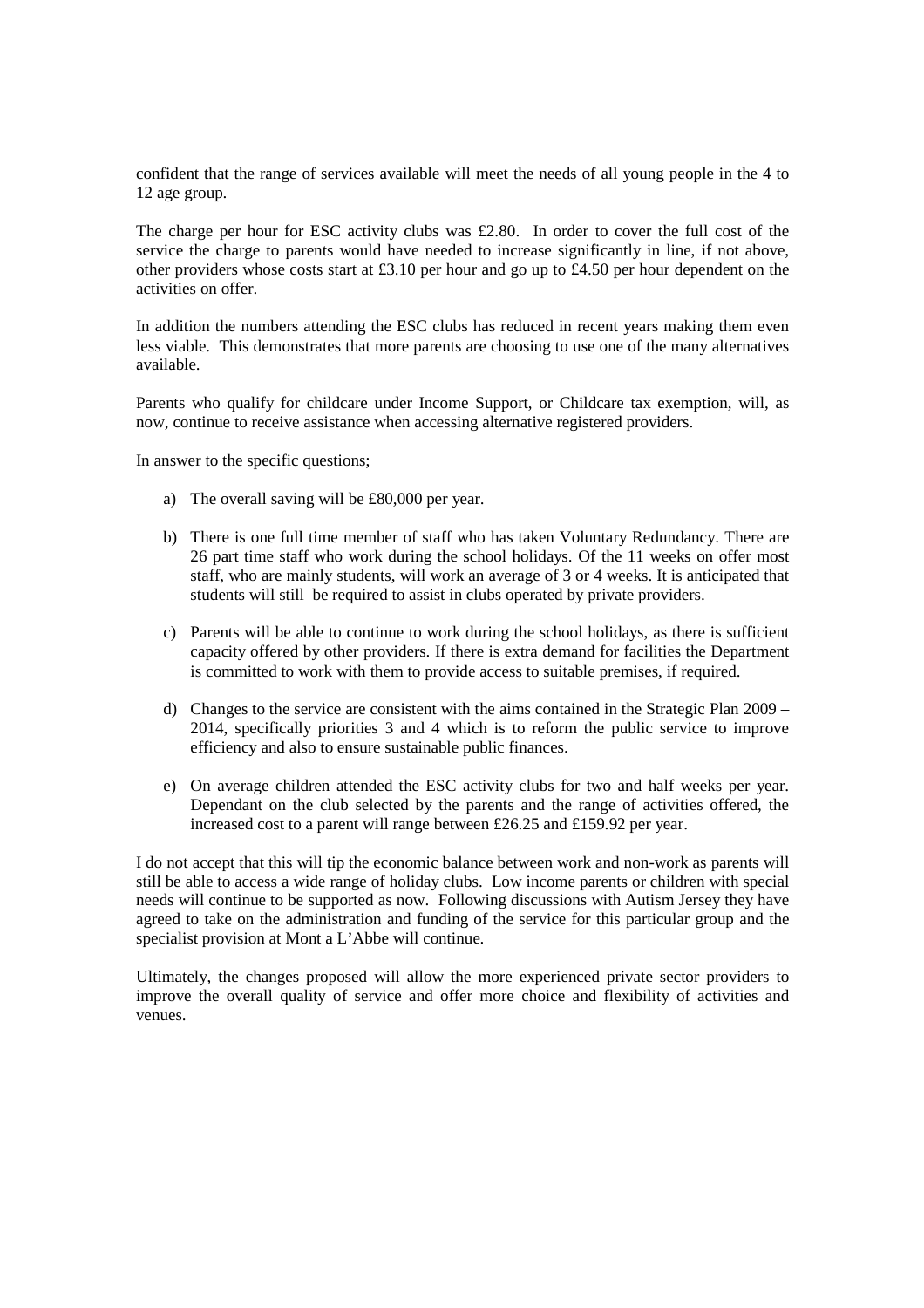confident that the range of services available will meet the needs of all young people in the 4 to 12 age group.

The charge per hour for ESC activity clubs was £2.80. In order to cover the full cost of the service the charge to parents would have needed to increase significantly in line, if not above, other providers whose costs start at £3.10 per hour and go up to £4.50 per hour dependent on the activities on offer.

In addition the numbers attending the ESC clubs has reduced in recent years making them even less viable. This demonstrates that more parents are choosing to use one of the many alternatives available.

Parents who qualify for childcare under Income Support, or Childcare tax exemption, will, as now, continue to receive assistance when accessing alternative registered providers.

In answer to the specific questions;

a) The overall saving will be £80,000 per year.

b) There is one full time member of staff who has taken Voluntary Redundancy. There are 26 part time staff who work during the school holidays. Of the 11 weeks on offer most staff, who are mainly students, will work an average of 3 or 4 weeks. It is anticipated that students will still be required to assist in clubs operated by private providers.

c) Parents will be able to continue to work during the school holidays, as there is sufficient capacity offered by other providers. If there is extra demand for facilities the Department is committed to work with them to provide access to suitable premises, if required.

d) Changes to the service are consistent with the aims contained in the Strategic Plan 2009 – 2014, specifically priorities 3 and 4 which is to reform the public service to improve efficiency and also to ensure sustainable public finances.

e) On average children attended the ESC activity clubs for two and half weeks per year. Dependant on the club selected by the parents and the range of activities offered, the increased cost to a parent will range between £26.25 and £159.92 per year.

I do not accept that this will tip the economic balance between work and non-work as parents will still be able to access a wide range of holiday clubs. Low income parents or children with special needs will continue to be supported as now. Following discussions with Autism Jersey they have agreed to take on the administration and funding of the service for this particular group and the specialist provision at Mont a L'Abbe will continue.

Ultimately, the changes proposed will allow the more experienced private sector providers to improve the overall quality of service and offer more choice and flexibility of activities and venues.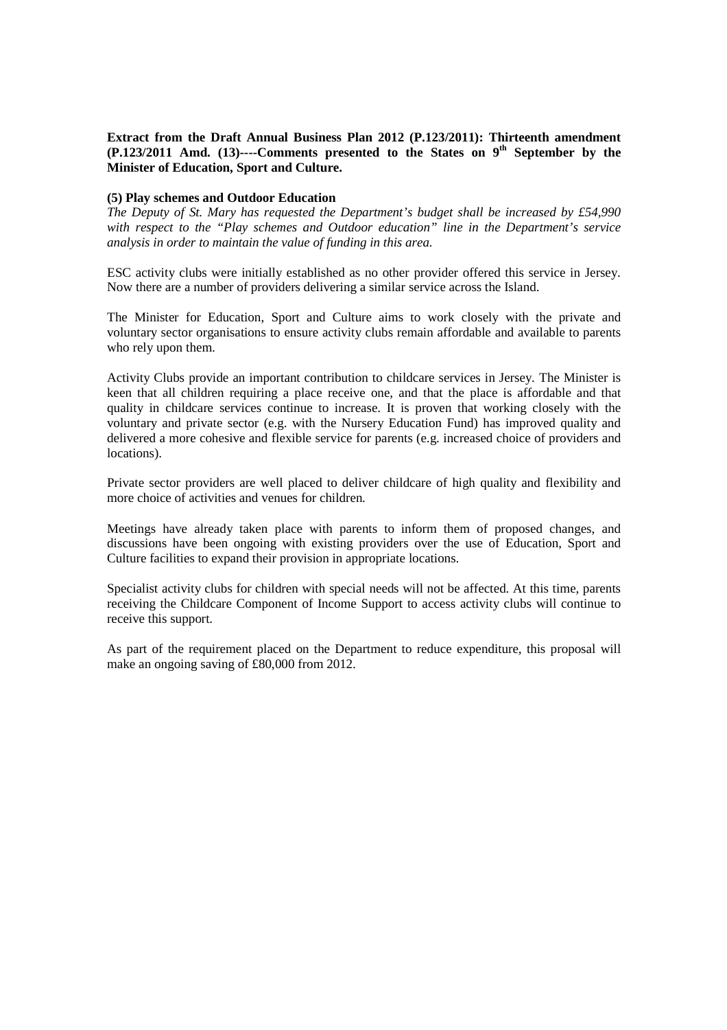**Extract from the Draft Annual Business Plan 2012 (P.123/2011): Thirteenth amendment (P.123/2011 Amd. (13)----Comments presented to the States on 9th September by the Minister of Education, Sport and Culture.**

**(5) Play schemes and Outdoor Education**

*The Deputy of St. Mary has requested the Department's budget shall be increased by £54,990 with respect to the "Play schemes and Outdoor education" line in the Department's service analysis in order to maintain the value of funding in this area.*

ESC activity clubs were initially established as no other provider offered this service in Jersey. Now there are a number of providers delivering a similar service across the Island.

The Minister for Education, Sport and Culture aims to work closely with the private and voluntary sector organisations to ensure activity clubs remain affordable and available to parents who rely upon them.

Activity Clubs provide an important contribution to childcare services in Jersey. The Minister is keen that all children requiring a place receive one, and that the place is affordable and that quality in childcare services continue to increase. It is proven that working closely with the voluntary and private sector (e.g. with the Nursery Education Fund) has improved quality and delivered a more cohesive and flexible service for parents (e.g. increased choice of providers and locations).

Private sector providers are well placed to deliver childcare of high quality and flexibility and more choice of activities and venues for children.

Meetings have already taken place with parents to inform them of proposed changes, and discussions have been ongoing with existing providers over the use of Education, Sport and Culture facilities to expand their provision in appropriate locations.

Specialist activity clubs for children with special needs will not be affected. At this time, parents receiving the Childcare Component of Income Support to access activity clubs will continue to receive this support.

As part of the requirement placed on the Department to reduce expenditure, this proposal will make an ongoing saving of £80,000 from 2012.